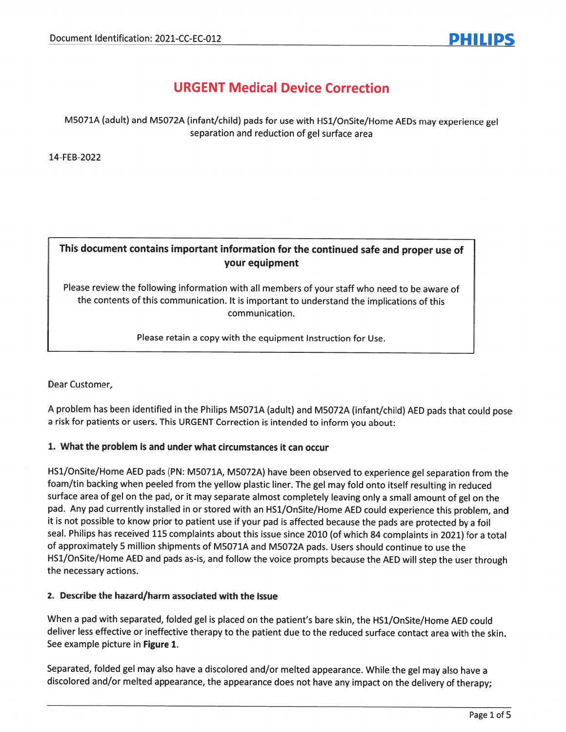# URGENT Medical Device Correction

M5071A (adult) and M5072A (infant/child) pads for use with HS1/OnSite/Home AEDs may experience gel separation and reduction of gel surface area

14-FEB-2022

> **This document contains important information for the continued safe and proper use of your equipment**
>
> Please review the following information with all members of your staff who need to be aware of the contents of this communication. It is important to understand the implications of this communication.
>
> Please retain a copy with the equipment Instruction for Use.

Dear Customer,

A problem has been identified in the Philips M5071A (adult) and M5072A (infant/child) AED pads that could pose a risk for patients or users. This URGENT Correction is intended to inform you about:

**1. What the problem is and under what circumstances it can occur**

HS1/OnSite/Home AED pads (PN: M5071A, M5072A) have been observed to experience gel separation from the foam/tin backing when peeled from the yellow plastic liner. The gel may fold onto itself resulting in reduced surface area of gel on the pad, or it may separate almost completely leaving only a small amount of gel on the pad. Any pad currently installed in or stored with an HS1/OnSite/Home AED could experience this problem, and it is not possible to know prior to patient use if your pad is affected because the pads are protected by a foil seal. Philips has received 115 complaints about this issue since 2010 (of which 84 complaints in 2021) for a total of approximately 5 million shipments of M5071A and M5072A pads. Users should continue to use the HS1/OnSite/Home AED and pads as-is, and follow the voice prompts because the AED will step the user through the necessary actions.

**2. Describe the hazard/harm associated with the issue**

When a pad with separated, folded gel is placed on the patient's bare skin, the HS1/OnSite/Home AED could deliver less effective or ineffective therapy to the patient due to the reduced surface contact area with the skin. See example picture in **Figure 1**.

Separated, folded gel may also have a discolored and/or melted appearance. While the gel may also have a discolored and/or melted appearance, the appearance does not have any impact on the delivery of therapy;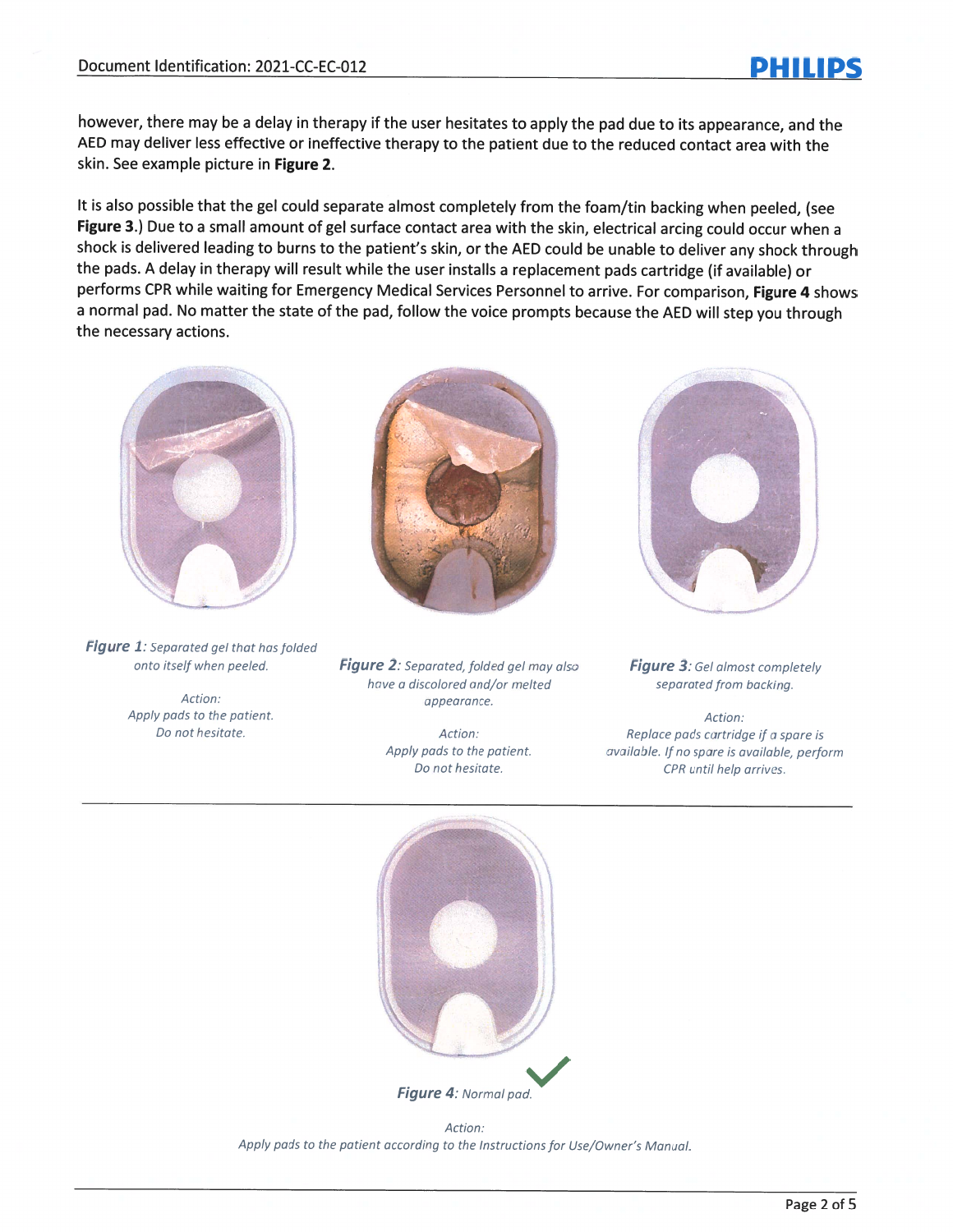however, there may be a delay in therapy if the user hesitates to apply the pad due to its appearance, and the AED may deliver less effective or ineffective therapy to the patient due to the reduced contact area with the skin. See example picture in **Figure 2**.

It is also possible that the gel could separate almost completely from the foam/tin backing when peeled, (see **Figure 3**.) Due to a small amount of gel surface contact area with the skin, electrical arcing could occur when a shock is delivered leading to burns to the patient's skin, or the AED could be unable to deliver any shock through the pads. A delay in therapy will result while the user installs a replacement pads cartridge (if available) or performs CPR while waiting for Emergency Medical Services Personnel to arrive. For comparison, **Figure 4** shows a normal pad. No matter the state of the pad, follow the voice prompts because the AED will step you through the necessary actions.

***Figure 1**: Separated gel that has folded onto itself when peeled.*

*Action:*
*Apply pads to the patient.*
*Do not hesitate.*

***Figure 2**: Separated, folded gel may also have a discolored and/or melted appearance.*

*Action:*
*Apply pads to the patient.*
*Do not hesitate.*

***Figure 3**: Gel almost completely separated from backing.*

*Action:*
*Replace pads cartridge if a spare is available. If no spare is available, perform CPR until help arrives.*

---

***Figure 4**: Normal pad.*

*Action:*
*Apply pads to the patient according to the Instructions for Use/Owner's Manual.*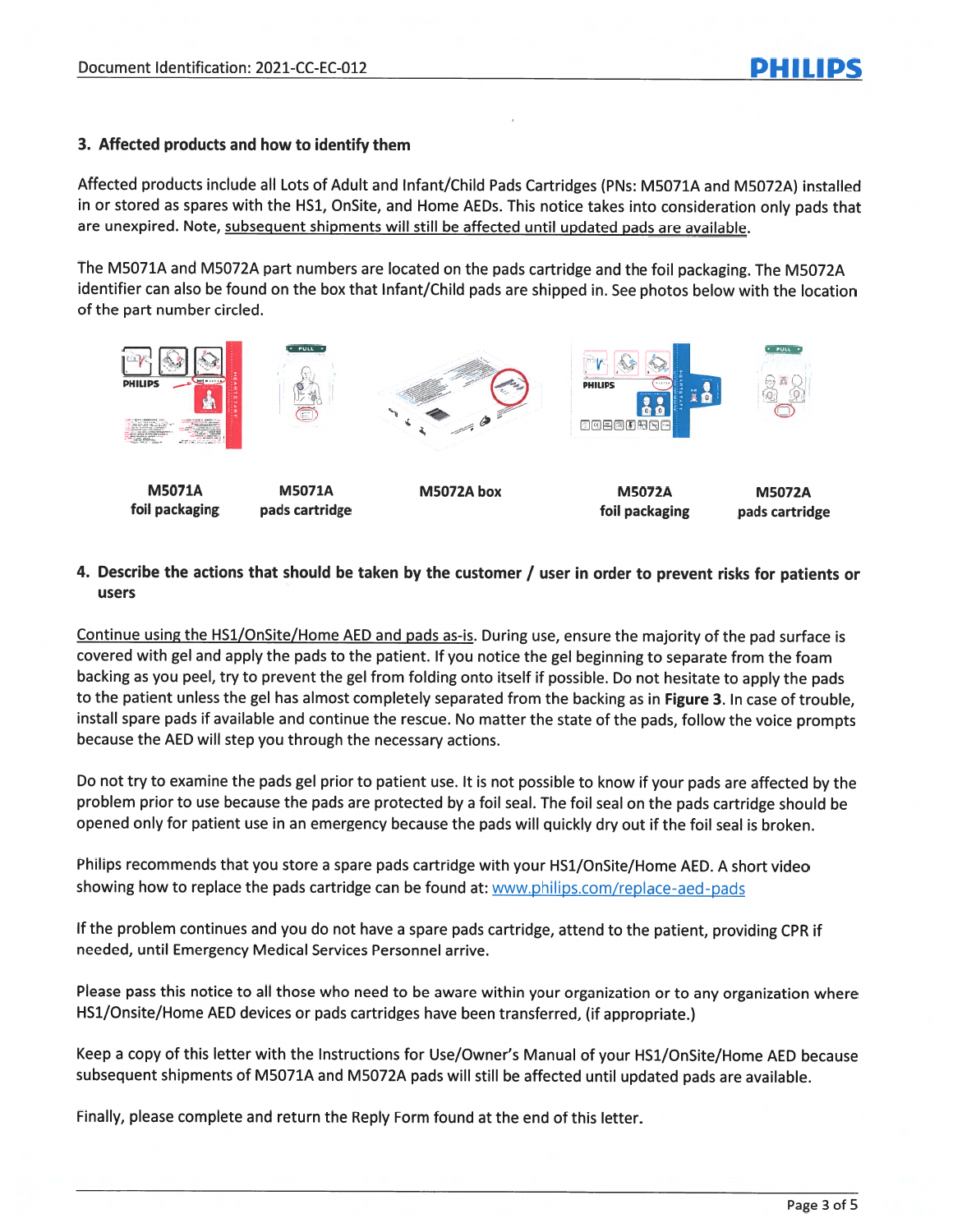## 3. Affected products and how to identify them

Affected products include all Lots of Adult and Infant/Child Pads Cartridges (PNs: M5071A and M5072A) installed in or stored as spares with the HS1, OnSite, and Home AEDs. This notice takes into consideration only pads that are unexpired. Note, subsequent shipments will still be affected until updated pads are available.

The M5071A and M5072A part numbers are located on the pads cartridge and the foil packaging. The M5072A identifier can also be found on the box that Infant/Child pads are shipped in. See photos below with the location of the part number circled.

**M5071A foil packaging** | **M5071A pads cartridge** | **M5072A box** | **M5072A foil packaging** | **M5072A pads cartridge**

## 4. Describe the actions that should be taken by the customer / user in order to prevent risks for patients or users

Continue using the HS1/OnSite/Home AED and pads as-is. During use, ensure the majority of the pad surface is covered with gel and apply the pads to the patient. If you notice the gel beginning to separate from the foam backing as you peel, try to prevent the gel from folding onto itself if possible. Do not hesitate to apply the pads to the patient unless the gel has almost completely separated from the backing as in **Figure 3**. In case of trouble, install spare pads if available and continue the rescue. No matter the state of the pads, follow the voice prompts because the AED will step you through the necessary actions.

Do not try to examine the pads gel prior to patient use. It is not possible to know if your pads are affected by the problem prior to use because the pads are protected by a foil seal. The foil seal on the pads cartridge should be opened only for patient use in an emergency because the pads will quickly dry out if the foil seal is broken.

Philips recommends that you store a spare pads cartridge with your HS1/OnSite/Home AED. A short video showing how to replace the pads cartridge can be found at: www.philips.com/replace-aed-pads

If the problem continues and you do not have a spare pads cartridge, attend to the patient, providing CPR if needed, until Emergency Medical Services Personnel arrive.

Please pass this notice to all those who need to be aware within your organization or to any organization where HS1/Onsite/Home AED devices or pads cartridges have been transferred, (if appropriate.)

Keep a copy of this letter with the Instructions for Use/Owner's Manual of your HS1/OnSite/Home AED because subsequent shipments of M5071A and M5072A pads will still be affected until updated pads are available.

Finally, please complete and return the Reply Form found at the end of this letter.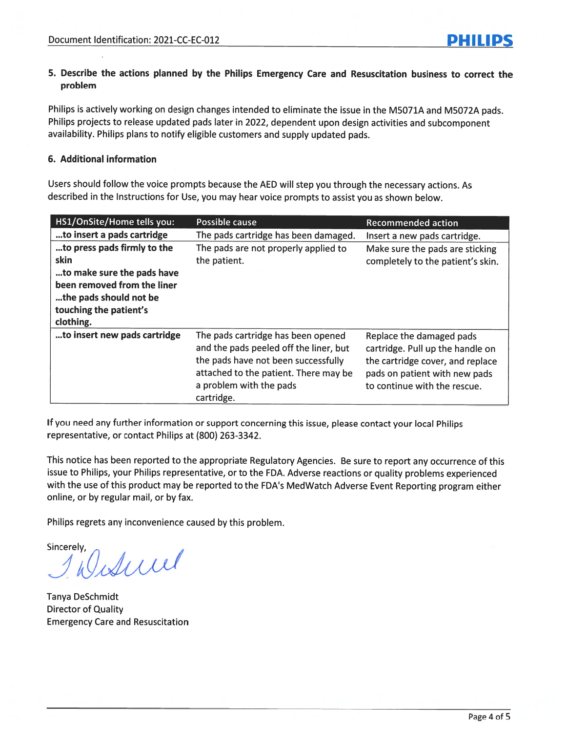**5. Describe the actions planned by the Philips Emergency Care and Resuscitation business to correct the problem**

Philips is actively working on design changes intended to eliminate the issue in the M5071A and M5072A pads. Philips projects to release updated pads later in 2022, dependent upon design activities and subcomponent availability. Philips plans to notify eligible customers and supply updated pads.

**6. Additional information**

Users should follow the voice prompts because the AED will step you through the necessary actions. As described in the Instructions for Use, you may hear voice prompts to assist you as shown below.

| HS1/OnSite/Home tells you: | Possible cause | Recommended action |
|---|---|---|
| **…to insert a pads cartridge** | The pads cartridge has been damaged. | Insert a new pads cartridge. |
| **…to press pads firmly to the skin**<br>**…to make sure the pads have been removed from the liner**<br>**…the pads should not be touching the patient's clothing.** | The pads are not properly applied to the patient. | Make sure the pads are sticking completely to the patient's skin. |
| **…to insert new pads cartridge** | The pads cartridge has been opened and the pads peeled off the liner, but the pads have not been successfully attached to the patient. There may be a problem with the pads cartridge. | Replace the damaged pads cartridge. Pull up the handle on the cartridge cover, and replace pads on patient with new pads to continue with the rescue. |

If you need any further information or support concerning this issue, please contact your local Philips representative, or contact Philips at (800) 263-3342.

This notice has been reported to the appropriate Regulatory Agencies. Be sure to report any occurrence of this issue to Philips, your Philips representative, or to the FDA. Adverse reactions or quality problems experienced with the use of this product may be reported to the FDA's MedWatch Adverse Event Reporting program either online, or by regular mail, or by fax.

Philips regrets any inconvenience caused by this problem.

Sincerely,

Tanya DeSchmidt
Director of Quality
Emergency Care and Resuscitation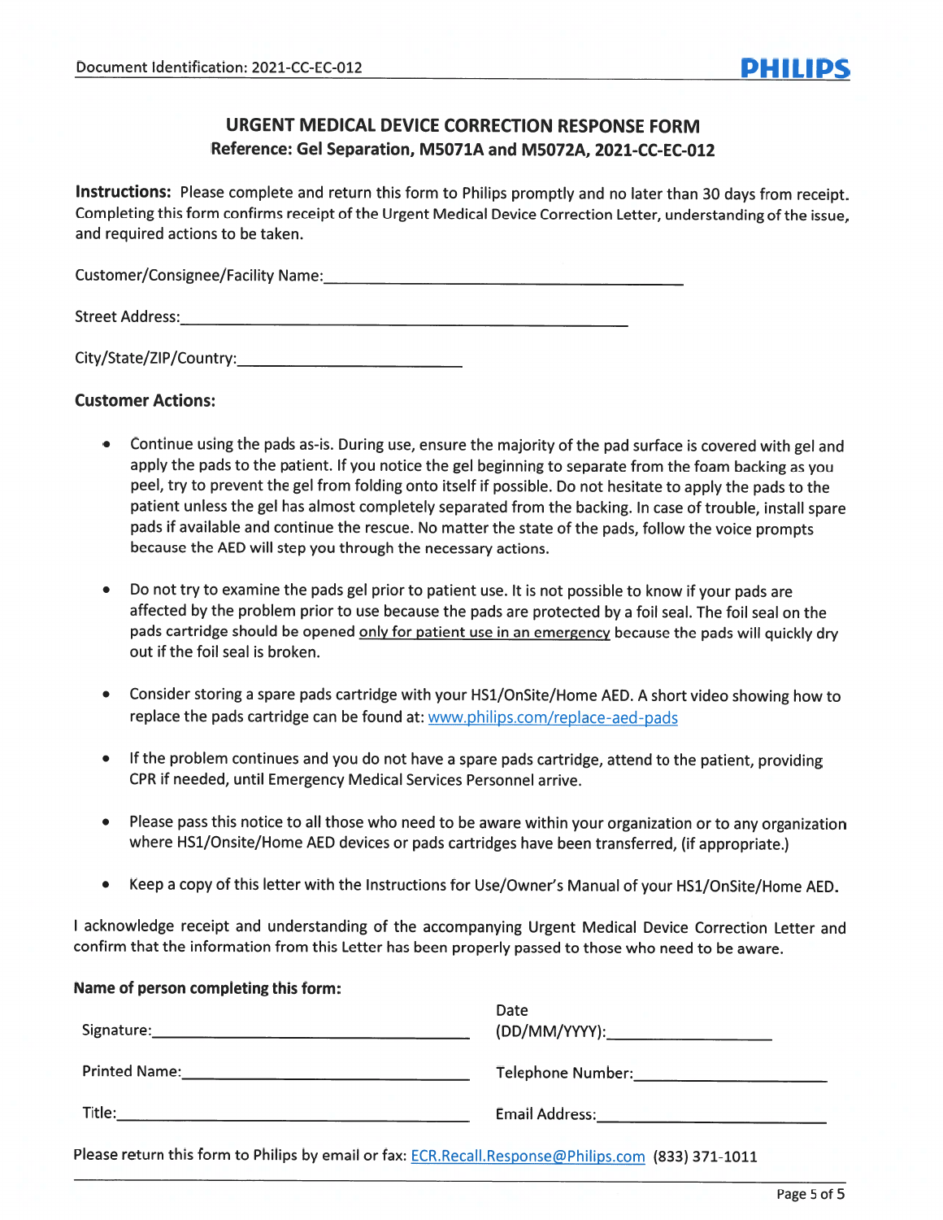Document Identification: 2021-CC-EC-012

# URGENT MEDICAL DEVICE CORRECTION RESPONSE FORM

## Reference: Gel Separation, M5071A and M5072A, 2021-CC-EC-012

**Instructions:** Please complete and return this form to Philips promptly and no later than 30 days from receipt. Completing this form confirms receipt of the Urgent Medical Device Correction Letter, understanding of the issue, and required actions to be taken.

Customer/Consignee/Facility Name:\_\_\_\_\_\_\_\_\_\_\_\_\_\_\_\_\_\_\_\_\_\_\_\_\_\_\_\_\_\_\_\_\_\_\_\_

Street Address:\_\_\_\_\_\_\_\_\_\_\_\_\_\_\_\_\_\_\_\_\_\_\_\_\_\_\_\_\_\_\_\_\_\_\_\_\_\_\_\_\_\_

City/State/ZIP/Country:\_\_\_\_\_\_\_\_\_\_\_\_\_\_\_\_\_\_\_\_\_\_

### Customer Actions:

- Continue using the pads as-is. During use, ensure the majority of the pad surface is covered with gel and apply the pads to the patient. If you notice the gel beginning to separate from the foam backing as you peel, try to prevent the gel from folding onto itself if possible. Do not hesitate to apply the pads to the patient unless the gel has almost completely separated from the backing. In case of trouble, install spare pads if available and continue the rescue. No matter the state of the pads, follow the voice prompts because the AED will step you through the necessary actions.

- Do not try to examine the pads gel prior to patient use. It is not possible to know if your pads are affected by the problem prior to use because the pads are protected by a foil seal. The foil seal on the pads cartridge should be opened <u>only for patient use in an emergency</u> because the pads will quickly dry out if the foil seal is broken.

- Consider storing a spare pads cartridge with your HS1/OnSite/Home AED. A short video showing how to replace the pads cartridge can be found at: www.philips.com/replace-aed-pads

- If the problem continues and you do not have a spare pads cartridge, attend to the patient, providing CPR if needed, until Emergency Medical Services Personnel arrive.

- Please pass this notice to all those who need to be aware within your organization or to any organization where HS1/Onsite/Home AED devices or pads cartridges have been transferred, (if appropriate.)

- Keep a copy of this letter with the Instructions for Use/Owner's Manual of your HS1/OnSite/Home AED.

I acknowledge receipt and understanding of the accompanying Urgent Medical Device Correction Letter and confirm that the information from this Letter has been properly passed to those who need to be aware.

**Name of person completing this form:**

| | |
|---|---|
| Signature:\_\_\_\_\_\_\_\_\_\_\_\_\_\_\_\_\_\_\_\_\_\_\_\_\_\_ | Date (DD/MM/YYYY):\_\_\_\_\_\_\_\_\_\_\_\_\_\_ |
| Printed Name:\_\_\_\_\_\_\_\_\_\_\_\_\_\_\_\_\_\_\_\_\_\_\_\_ | Telephone Number:\_\_\_\_\_\_\_\_\_\_\_\_\_\_\_\_ |
| Title:\_\_\_\_\_\_\_\_\_\_\_\_\_\_\_\_\_\_\_\_\_\_\_\_\_\_\_\_\_\_ | Email Address:\_\_\_\_\_\_\_\_\_\_\_\_\_\_\_\_\_\_ |

Please return this form to Philips by email or fax: ECR.Recall.Response@Philips.com (833) 371-1011